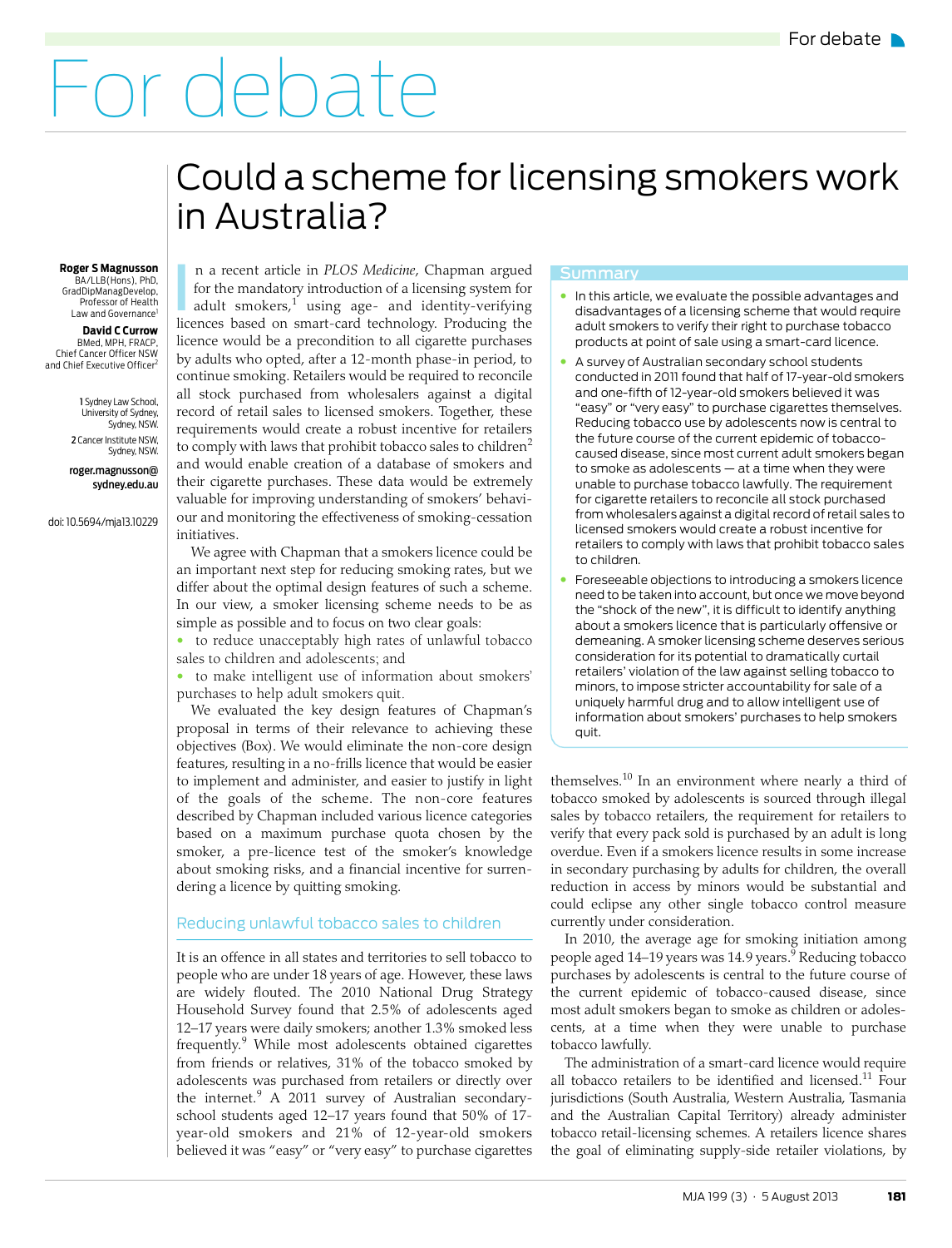# For debate

## Could a scheme for licensing smokers work in Australia?

**Roger S Magnusson**
BA/LLB(Hons), PhD, GradDipManagDevelop, Professor of Health Law and Governance[1]

**David C Currow**
BMed, MPH, FRACP, Chief Cancer Officer NSW and Chief Executive Officer[2]

1 Sydney Law School, University of Sydney, Sydney, NSW.
2 Cancer Institute NSW, Sydney, NSW.

roger.magnusson@sydney.edu.au

doi: 10.5694/mja13.10229

### Summary

- In this article, we evaluate the possible advantages and disadvantages of a licensing scheme that would require adult smokers to verify their right to purchase tobacco products at point of sale using a smart-card licence.
- A survey of Australian secondary school students conducted in 2011 found that half of 17-year-old smokers and one-fifth of 12-year-old smokers believed it was "easy" or "very easy" to purchase cigarettes themselves. Reducing tobacco use by adolescents now is central to the future course of the current epidemic of tobacco-caused disease, since most current adult smokers began to smoke as adolescents — at a time when they were unable to purchase tobacco lawfully. The requirement for cigarette retailers to reconcile all stock purchased from wholesalers against a digital record of retail sales to licensed smokers would create a robust incentive for retailers to comply with laws that prohibit tobacco sales to children.
- Foreseeable objections to introducing a smokers licence need to be taken into account, but once we move beyond the "shock of the new", it is difficult to identify anything about a smokers licence that is particularly offensive or demeaning. A smoker licensing scheme deserves serious consideration for its potential to dramatically curtail retailers' violation of the law against selling tobacco to minors, to impose stricter accountability for sale of a uniquely harmful drug and to allow intelligent use of information about smokers' purchases to help smokers quit.

In a recent article in *PLOS Medicine*, Chapman argued for the mandatory introduction of a licensing system for adult smokers,[1] using age- and identity-verifying licences based on smart-card technology. Producing the licence would be a precondition to all cigarette purchases by adults who opted, after a 12-month phase-in period, to continue smoking. Retailers would be required to reconcile all stock purchased from wholesalers against a digital record of retail sales to licensed smokers. Together, these requirements would create a robust incentive for retailers to comply with laws that prohibit tobacco sales to children[2] and would enable creation of a database of smokers and their cigarette purchases. These data would be extremely valuable for improving understanding of smokers' behaviour and monitoring the effectiveness of smoking-cessation initiatives.

We agree with Chapman that a smokers licence could be an important next step for reducing smoking rates, but we differ about the optimal design features of such a scheme. In our view, a smoker licensing scheme needs to be as simple as possible and to focus on two clear goals:

- to reduce unacceptably high rates of unlawful tobacco sales to children and adolescents; and
- to make intelligent use of information about smokers' purchases to help adult smokers quit.

We evaluated the key design features of Chapman's proposal in terms of their relevance to achieving these objectives (Box). We would eliminate the non-core design features, resulting in a no-frills licence that would be easier to implement and administer, and easier to justify in light of the goals of the scheme. The non-core features described by Chapman included various licence categories based on a maximum purchase quota chosen by the smoker, a pre-licence test of the smoker's knowledge about smoking risks, and a financial incentive for surrendering a licence by quitting smoking.

### Reducing unlawful tobacco sales to children

It is an offence in all states and territories to sell tobacco to people who are under 18 years of age. However, these laws are widely flouted. The 2010 National Drug Strategy Household Survey found that 2.5% of adolescents aged 12–17 years were daily smokers; another 1.3% smoked less frequently.[9] While most adolescents obtained cigarettes from friends or relatives, 31% of the tobacco smoked by adolescents was purchased from retailers or directly over the internet.[9] A 2011 survey of Australian secondary-school students aged 12–17 years found that 50% of 17-year-old smokers and 21% of 12-year-old smokers believed it was "easy" or "very easy" to purchase cigarettes themselves.[10] In an environment where nearly a third of tobacco smoked by adolescents is sourced through illegal sales by tobacco retailers, the requirement for retailers to verify that every pack sold is purchased by an adult is long overdue. Even if a smokers licence results in some increase in secondary purchasing by adults for children, the overall reduction in access by minors would be substantial and could eclipse any other single tobacco control measure currently under consideration.

In 2010, the average age for smoking initiation among people aged 14–19 years was 14.9 years.[9] Reducing tobacco purchases by adolescents is central to the future course of the current epidemic of tobacco-caused disease, since most adult smokers began to smoke as children or adolescents, at a time when they were unable to purchase tobacco lawfully.

The administration of a smart-card licence would require all tobacco retailers to be identified and licensed.[11] Four jurisdictions (South Australia, Western Australia, Tasmania and the Australian Capital Territory) already administer tobacco retail-licensing schemes. A retailers licence shares the goal of eliminating supply-side retailer violations, by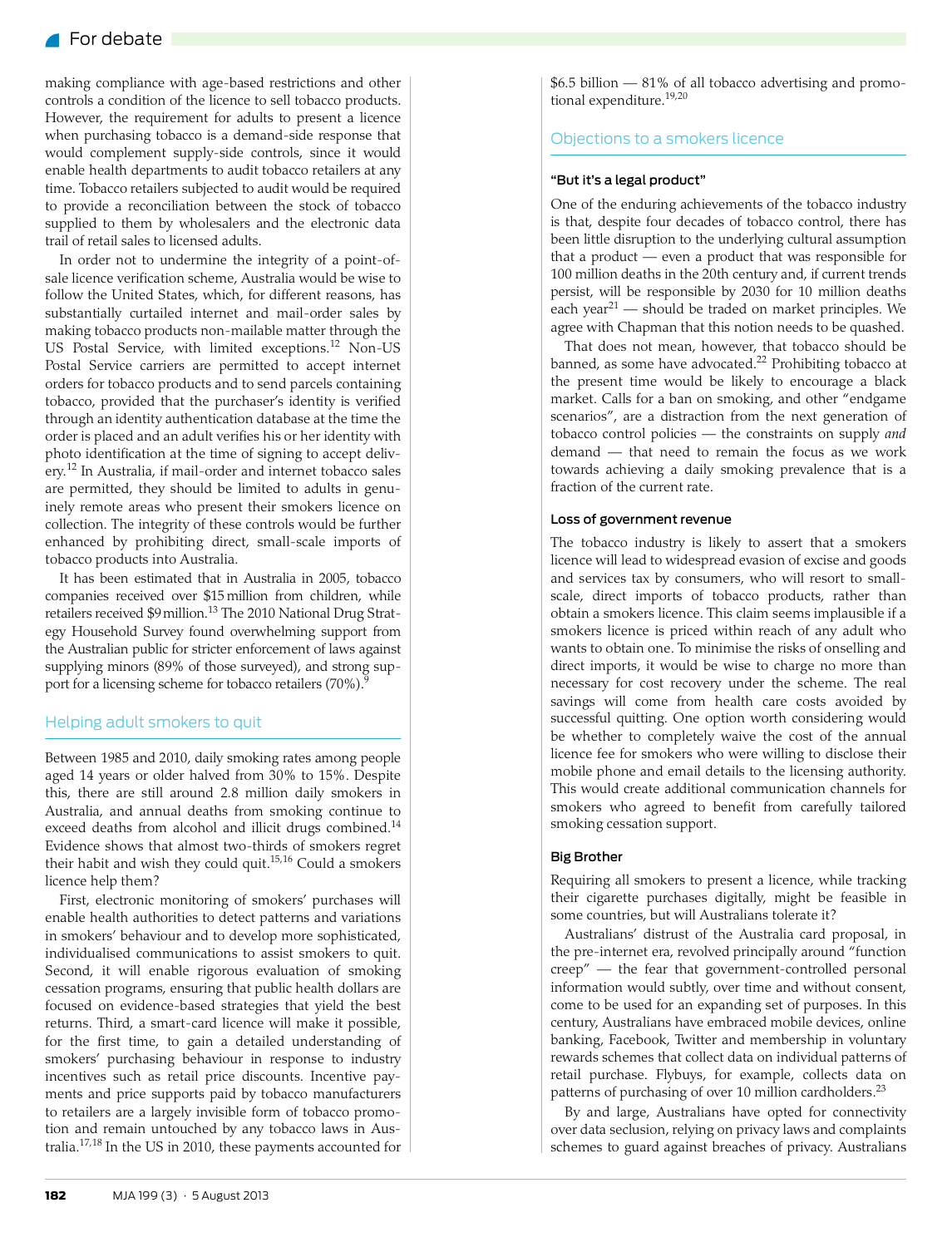making compliance with age-based restrictions and other controls a condition of the licence to sell tobacco products. However, the requirement for adults to present a licence when purchasing tobacco is a demand-side response that would complement supply-side controls, since it would enable health departments to audit tobacco retailers at any time. Tobacco retailers subjected to audit would be required to provide a reconciliation between the stock of tobacco supplied to them by wholesalers and the electronic data trail of retail sales to licensed adults.

In order not to undermine the integrity of a point-of-sale licence verification scheme, Australia would be wise to follow the United States, which, for different reasons, has substantially curtailed internet and mail-order sales by making tobacco products non-mailable matter through the US Postal Service, with limited exceptions.[12] Non-US Postal Service carriers are permitted to accept internet orders for tobacco products and to send parcels containing tobacco, provided that the purchaser's identity is verified through an identity authentication database at the time the order is placed and an adult verifies his or her identity with photo identification at the time of signing to accept delivery.[12] In Australia, if mail-order and internet tobacco sales are permitted, they should be limited to adults in genuinely remote areas who present their smokers licence on collection. The integrity of these controls would be further enhanced by prohibiting direct, small-scale imports of tobacco products into Australia.

It has been estimated that in Australia in 2005, tobacco companies received over $15 million from children, while retailers received $9 million.[13] The 2010 National Drug Strategy Household Survey found overwhelming support from the Australian public for stricter enforcement of laws against supplying minors (89% of those surveyed), and strong support for a licensing scheme for tobacco retailers (70%).[9]

## Helping adult smokers to quit

Between 1985 and 2010, daily smoking rates among people aged 14 years or older halved from 30% to 15%. Despite this, there are still around 2.8 million daily smokers in Australia, and annual deaths from smoking continue to exceed deaths from alcohol and illicit drugs combined.[14] Evidence shows that almost two-thirds of smokers regret their habit and wish they could quit.[15,16] Could a smokers licence help them?

First, electronic monitoring of smokers' purchases will enable health authorities to detect patterns and variations in smokers' behaviour and to develop more sophisticated, individualised communications to assist smokers to quit. Second, it will enable rigorous evaluation of smoking cessation programs, ensuring that public health dollars are focused on evidence-based strategies that yield the best returns. Third, a smart-card licence will make it possible, for the first time, to gain a detailed understanding of smokers' purchasing behaviour in response to industry incentives such as retail price discounts. Incentive payments and price supports paid by tobacco manufacturers to retailers are a largely invisible form of tobacco promotion and remain untouched by any tobacco laws in Australia.[17,18] In the US in 2010, these payments accounted for $6.5 billion — 81% of all tobacco advertising and promotional expenditure.[19,20]

## Objections to a smokers licence

### "But it's a legal product"

One of the enduring achievements of the tobacco industry is that, despite four decades of tobacco control, there has been little disruption to the underlying cultural assumption that a product — even a product that was responsible for 100 million deaths in the 20th century and, if current trends persist, will be responsible by 2030 for 10 million deaths each year[21] — should be traded on market principles. We agree with Chapman that this notion needs to be quashed.

That does not mean, however, that tobacco should be banned, as some have advocated.[22] Prohibiting tobacco at the present time would be likely to encourage a black market. Calls for a ban on smoking, and other "endgame scenarios", are a distraction from the next generation of tobacco control policies — the constraints on supply *and* demand — that need to remain the focus as we work towards achieving a daily smoking prevalence that is a fraction of the current rate.

### Loss of government revenue

The tobacco industry is likely to assert that a smokers licence will lead to widespread evasion of excise and goods and services tax by consumers, who will resort to small-scale, direct imports of tobacco products, rather than obtain a smokers licence. This claim seems implausible if a smokers licence is priced within reach of any adult who wants to obtain one. To minimise the risks of onselling and direct imports, it would be wise to charge no more than necessary for cost recovery under the scheme. The real savings will come from health care costs avoided by successful quitting. One option worth considering would be whether to completely waive the cost of the annual licence fee for smokers who were willing to disclose their mobile phone and email details to the licensing authority. This would create additional communication channels for smokers who agreed to benefit from carefully tailored smoking cessation support.

### Big Brother

Requiring all smokers to present a licence, while tracking their cigarette purchases digitally, might be feasible in some countries, but will Australians tolerate it?

Australians' distrust of the Australia card proposal, in the pre-internet era, revolved principally around "function creep" — the fear that government-controlled personal information would subtly, over time and without consent, come to be used for an expanding set of purposes. In this century, Australians have embraced mobile devices, online banking, Facebook, Twitter and membership in voluntary rewards schemes that collect data on individual patterns of retail purchase. Flybuys, for example, collects data on patterns of purchasing of over 10 million cardholders.[23]

By and large, Australians have opted for connectivity over data seclusion, relying on privacy laws and complaints schemes to guard against breaches of privacy. Australians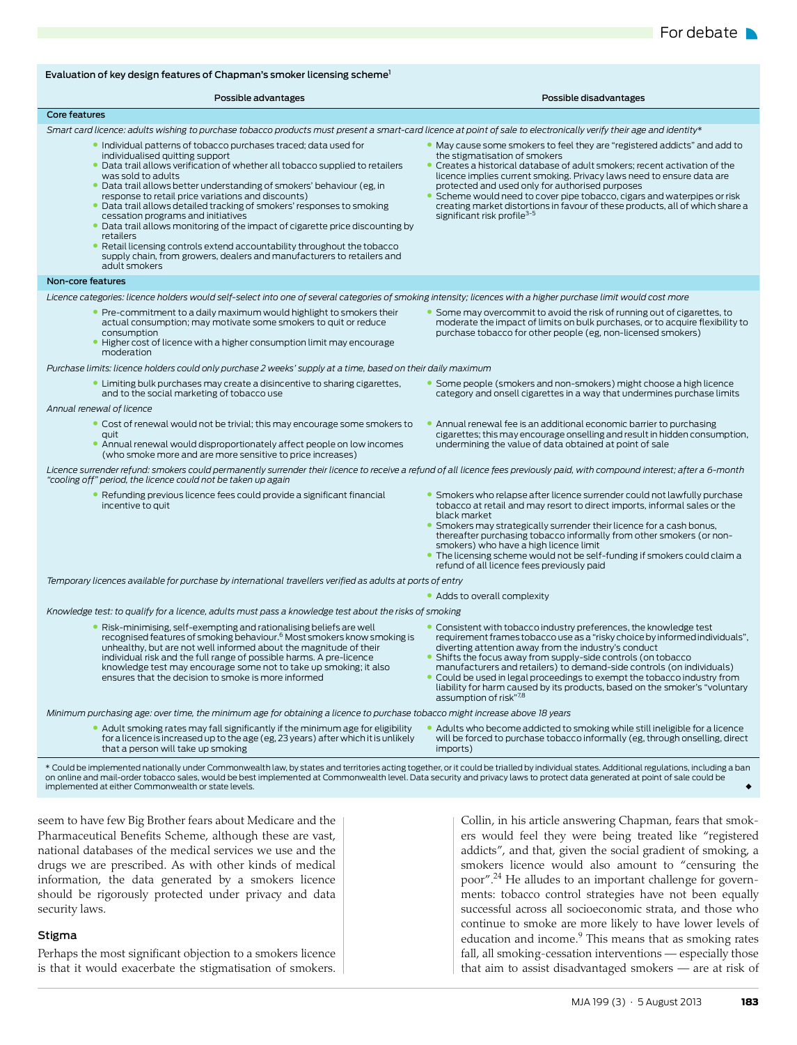**Evaluation of key design features of Chapman's smoker licensing scheme**[1]

| Possible advantages | Possible disadvantages |
|---|---|
| **Core features** | |
| *Smart card licence: adults wishing to purchase tobacco products must present a smart-card licence at point of sale to electronically verify their age and identity** | |
| • Individual patterns of tobacco purchases traced; data used for individualised quitting support<br>• Data trail allows verification of whether all tobacco supplied to retailers was sold to adults<br>• Data trail allows better understanding of smokers' behaviour (eg, in response to retail price variations and discounts)<br>• Data trail allows detailed tracking of smokers' responses to smoking cessation programs and initiatives<br>• Data trail allows monitoring of the impact of cigarette price discounting by retailers<br>• Retail licensing controls extend accountability throughout the tobacco supply chain, from growers, dealers and manufacturers to retailers and adult smokers | • May cause some smokers to feel they are "registered addicts" and add to the stigmatisation of smokers<br>• Creates a historical database of adult smokers; recent activation of the licence implies current smoking. Privacy laws need to ensure data are protected and used only for authorised purposes<br>• Scheme would need to cover pipe tobacco, cigars and waterpipes or risk creating market distortions in favour of these products, all of which share a significant risk profile[3-5] |
| **Non-core features** | |
| *Licence categories: licence holders would self-select into one of several categories of smoking intensity; licences with a higher purchase limit would cost more* | |
| • Pre-commitment to a daily maximum would highlight to smokers their actual consumption; may motivate some smokers to quit or reduce consumption<br>• Higher cost of licence with a higher consumption limit may encourage moderation | • Some may overcommit to avoid the risk of running out of cigarettes, to moderate the impact of limits on bulk purchases, or to acquire flexibility to purchase tobacco for other people (eg, non-licensed smokers) |
| *Purchase limits: licence holders could only purchase 2 weeks' supply at a time, based on their daily maximum* | |
| • Limiting bulk purchases may create a disincentive to sharing cigarettes, and to the social marketing of tobacco use | • Some people (smokers and non-smokers) might choose a high licence category and onsell cigarettes in a way that undermines purchase limits |
| *Annual renewal of licence* | |
| • Cost of renewal would not be trivial; this may encourage some smokers to quit<br>• Annual renewal would disproportionately affect people on low incomes (who smoke more and are more sensitive to price increases) | • Annual renewal fee is an additional economic barrier to purchasing cigarettes; this may encourage onselling and result in hidden consumption, undermining the value of data obtained at point of sale |
| *Licence surrender refund: smokers could permanently surrender their licence to receive a refund of all licence fees previously paid, with compound interest; after a 6-month "cooling off" period, the licence could not be taken up again* | |
| • Refunding previous licence fees could provide a significant financial incentive to quit | • Smokers who relapse after licence surrender could not lawfully purchase tobacco at retail and may resort to direct imports, informal sales or the black market<br>• Smokers may strategically surrender their licence for a cash bonus, thereafter purchasing tobacco informally from other smokers (or non-smokers) who have a high licence limit<br>• The licensing scheme would not be self-funding if smokers could claim a refund of all licence fees previously paid |
| *Temporary licences available for purchase by international travellers verified as adults at ports of entry* | |
| | • Adds to overall complexity |
| *Knowledge test: to qualify for a licence, adults must pass a knowledge test about the risks of smoking* | |
| • Risk-minimising, self-exempting and rationalising beliefs are well recognised features of smoking behaviour.[6] Most smokers know smoking is unhealthy, but are not well informed about the magnitude of their individual risk and the full range of possible harms. A pre-licence knowledge test may encourage some not to take up smoking; it also ensures that the decision to smoke is more informed | • Consistent with tobacco industry preferences, the knowledge test requirement frames tobacco use as a "risky choice by informed individuals", diverting attention away from the industry's conduct<br>• Shifts the focus away from supply-side controls (on tobacco manufacturers and retailers) to demand-side controls (on individuals)<br>• Could be used in legal proceedings to exempt the tobacco industry from liability for harm caused by its products, based on the smoker's "voluntary assumption of risk"[7,8] |
| *Minimum purchasing age: over time, the minimum age for obtaining a licence to purchase tobacco might increase above 18 years* | |
| • Adult smoking rates may fall significantly if the minimum age for eligibility for a licence is increased up to the age (eg, 23 years) after which it is unlikely that a person will take up smoking | • Adults who become addicted to smoking while still ineligible for a licence will be forced to purchase tobacco informally (eg, through onselling, direct imports) |

\* Could be implemented nationally under Commonwealth law, by states and territories acting together, or it could be trialled by individual states. Additional regulations, including a ban on online and mail-order tobacco sales, would be best implemented at Commonwealth level. Data security and privacy laws to protect data generated at point of sale could be implemented at either Commonwealth or state levels.

seem to have few Big Brother fears about Medicare and the Pharmaceutical Benefits Scheme, although these are vast, national databases of the medical services we use and the drugs we are prescribed. As with other kinds of medical information, the data generated by a smokers licence should be rigorously protected under privacy and data security laws.

## Stigma

Perhaps the most significant objection to a smokers licence is that it would exacerbate the stigmatisation of smokers. Collin, in his article answering Chapman, fears that smokers would feel they were being treated like "registered addicts", and that, given the social gradient of smoking, a smokers licence would also amount to "censuring the poor".[24] He alludes to an important challenge for governments: tobacco control strategies have not been equally successful across all socioeconomic strata, and those who continue to smoke are more likely to have lower levels of education and income.[9] This means that as smoking rates fall, all smoking-cessation interventions — especially those that aim to assist disadvantaged smokers — are at risk of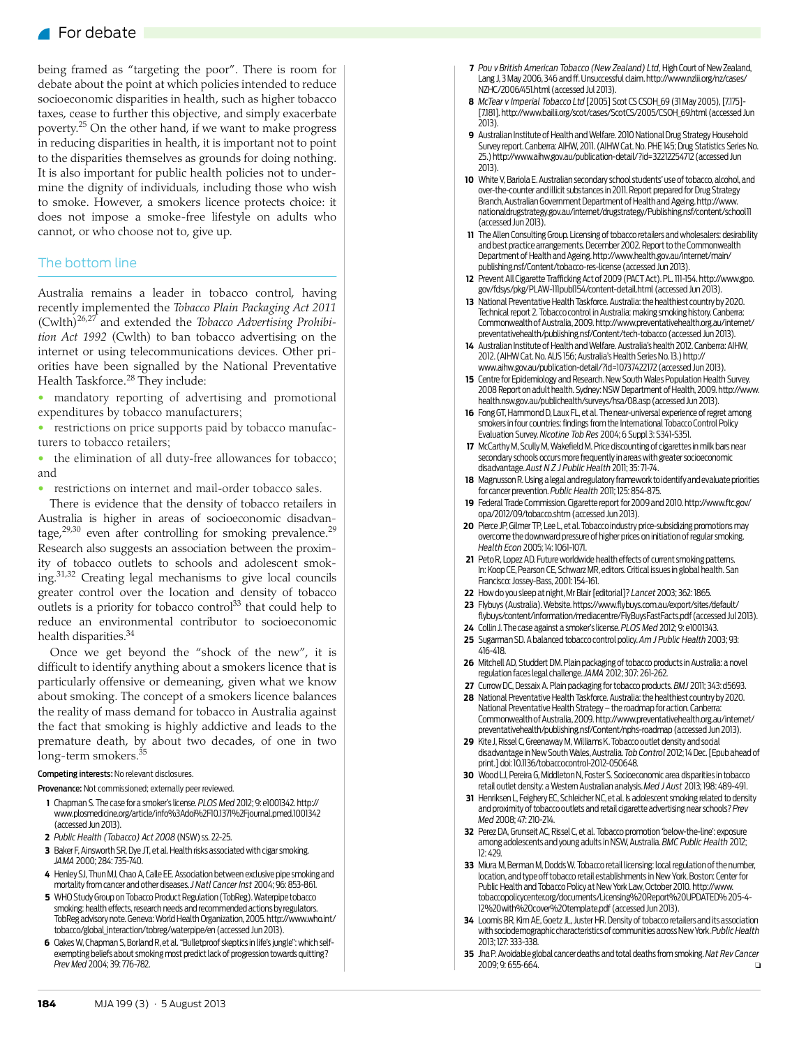being framed as "targeting the poor". There is room for debate about the point at which policies intended to reduce socioeconomic disparities in health, such as higher tobacco taxes, cease to further this objective, and simply exacerbate poverty.[25] On the other hand, if we want to make progress in reducing disparities in health, it is important not to point to the disparities themselves as grounds for doing nothing. It is also important for public health policies not to undermine the dignity of individuals, including those who wish to smoke. However, a smokers licence protects choice: it does not impose a smoke-free lifestyle on adults who cannot, or who choose not to, give up.

## The bottom line

Australia remains a leader in tobacco control, having recently implemented the *Tobacco Plain Packaging Act 2011* (Cwlth)[26,27] and extended the *Tobacco Advertising Prohibition Act 1992* (Cwlth) to ban tobacco advertising on the internet or using telecommunications devices. Other priorities have been signalled by the National Preventative Health Taskforce.[28] They include:

- mandatory reporting of advertising and promotional expenditures by tobacco manufacturers;
- restrictions on price supports paid by tobacco manufacturers to tobacco retailers;
- the elimination of all duty-free allowances for tobacco; and
- restrictions on internet and mail-order tobacco sales.

There is evidence that the density of tobacco retailers in Australia is higher in areas of socioeconomic disadvantage,[29,30] even after controlling for smoking prevalence.[29] Research also suggests an association between the proximity of tobacco outlets to schools and adolescent smoking.[31,32] Creating legal mechanisms to give local councils greater control over the location and density of tobacco outlets is a priority for tobacco control[33] that could help to reduce an environmental contributor to socioeconomic health disparities.[34]

Once we get beyond the "shock of the new", it is difficult to identify anything about a smokers licence that is particularly offensive or demeaning, given what we know about smoking. The concept of a smokers licence balances the reality of mass demand for tobacco in Australia against the fact that smoking is highly addictive and leads to the premature death, by about two decades, of one in two long-term smokers.[35]

**Competing interests:** No relevant disclosures.

**Provenance:** Not commissioned; externally peer reviewed.

1. Chapman S. The case for a smoker's license. *PLOS Med* 2012; 9: e1001342. http://www.plosmedicine.org/article/info%3Adoi%2F10.1371%2Fjournal.pmed.1001342 (accessed Jun 2013).
2. *Public Health (Tobacco) Act 2008* (NSW) ss. 22-25.
3. Baker F, Ainsworth SR, Dye JT, et al. Health risks associated with cigar smoking. *JAMA* 2000; 284: 735-740.
4. Henley SJ, Thun MJ, Chao A, Calle EE. Association between exclusive pipe smoking and mortality from cancer and other diseases. *J Natl Cancer Inst* 2004; 96: 853-861.
5. WHO Study Group on Tobacco Product Regulation (TobReg). Waterpipe tobacco smoking: health effects, research needs and recommended actions by regulators. TobReg advisory note. Geneva: World Health Organization, 2005. http://www.who.int/tobacco/global_interaction/tobreg/waterpipe/en (accessed Jun 2013).
6. Oakes W, Chapman S, Borland R, et al. "Bulletproof skeptics in life's jungle": which self-exempting beliefs about smoking most predict lack of progression towards quitting? *Prev Med* 2004; 39: 776-782.
7. *Pou v British American Tobacco (New Zealand) Ltd*, High Court of New Zealand, Lang J, 3 May 2006, 346 and ff. Unsuccessful claim. http://www.nzlii.org/nz/cases/NZHC/2006/451.html (accessed Jul 2013).
8. *McTear v Imperial Tobacco Ltd* [2005] Scot CS CSOH_69 (31 May 2005), [7.175]-[7.181]. http://www.bailii.org/scot/cases/ScotCS/2005/CSOH_69.html (accessed Jun 2013).
9. Australian Institute of Health and Welfare. 2010 National Drug Strategy Household Survey report. Canberra: AIHW, 2011. (AIHW Cat. No. PHE 145; Drug Statistics Series No. 25.) http://www.aihw.gov.au/publication-detail/?id=32212254712 (accessed Jun 2013).
10. White V, Bariola E. Australian secondary school students' use of tobacco, alcohol, and over-the-counter and illicit substances in 2011. Report prepared for Drug Strategy Branch, Australian Government Department of Health and Ageing. http://www.nationaldrugstrategy.gov.au/internet/drugstrategy/Publishing.nsf/content/school11 (accessed Jun 2013).
11. The Allen Consulting Group. Licensing of tobacco retailers and wholesalers: desirability and best practice arrangements. December 2002. Report to the Commonwealth Department of Health and Ageing. http://www.health.gov.au/internet/main/publishing.nsf/Content/tobacco-res-license (accessed Jun 2013).
12. Prevent All Cigarette Trafficking Act of 2009 (PACT Act). P.L. 111-154. http://www.gpo.gov/fdsys/pkg/PLAW-111publ154/content-detail.html (accessed Jun 2013).
13. National Preventative Health Taskforce. Australia: the healthiest country by 2020. Technical report 2. Tobacco control in Australia: making smoking history. Canberra: Commonwealth of Australia, 2009. http://www.preventativehealth.org.au/internet/preventativehealth/publishing.nsf/Content/tech-tobacco (accessed Jun 2013).
14. Australian Institute of Health and Welfare. Australia's health 2012. Canberra: AIHW, 2012. (AIHW Cat. No. AUS 156; Australia's Health Series No. 13.) http://www.aihw.gov.au/publication-detail/?id=10737422172 (accessed Jun 2013).
15. Centre for Epidemiology and Research. New South Wales Population Health Survey. 2008 Report on adult health. Sydney: NSW Department of Health, 2009. http://www.health.nsw.gov.au/publichealth/surveys/hsa/08.asp (accessed Jun 2013).
16. Fong GT, Hammond D, Laux FL, et al. The near-universal experience of regret among smokers in four countries: findings from the International Tobacco Control Policy Evaluation Survey. *Nicotine Tob Res* 2004; 6 Suppl 3: S341-S351.
17. McCarthy M, Scully M, Wakefield M. Price discounting of cigarettes in milk bars near secondary schools occurs more frequently in areas with greater socioeconomic disadvantage. *Aust N Z J Public Health* 2011; 35: 71-74.
18. Magnusson R. Using a legal and regulatory framework to identify and evaluate priorities for cancer prevention. *Public Health* 2011; 125: 854-875.
19. Federal Trade Commission. Cigarette report for 2009 and 2010. http://www.ftc.gov/opa/2012/09/tobacco.shtm (accessed Jun 2013).
20. Pierce JP, Gilmer TP, Lee L, et al. Tobacco industry price-subsidizing promotions may overcome the downward pressure of higher prices on initiation of regular smoking. *Health Econ* 2005; 14: 1061-1071.
21. Peto R, Lopez AD. Future worldwide health effects of current smoking patterns. In: Koop CE, Pearson CE, Schwarz MR, editors. Critical issues in global health. San Francisco: Jossey-Bass, 2001: 154-161.
22. How do you sleep at night, Mr Blair [editorial]? *Lancet* 2003; 362: 1865.
23. Flybuys (Australia). Website. https://www.flybuys.com.au/export/sites/default/flybuys/content/information/mediacentre/FlyBuysFastFacts.pdf (accessed Jul 2013).
24. Collin J. The case against a smoker's license. *PLOS Med* 2012; 9: e1001343.
25. Sugarman SD. A balanced tobacco control policy. *Am J Public Health* 2003; 93: 416-418.
26. Mitchell AD, Studdert DM. Plain packaging of tobacco products in Australia: a novel regulation faces legal challenge. *JAMA* 2012; 307: 261-262.
27. Currow DC, Dessaix A. Plain packaging for tobacco products. *BMJ* 2011; 343: d5693.
28. National Preventative Health Taskforce. Australia: the healthiest country by 2020. National Preventative Health Strategy – the roadmap for action. Canberra: Commonwealth of Australia, 2009. http://www.preventativehealth.org.au/internet/preventativehealth/publishing.nsf/Content/nphs-roadmap (accessed Jun 2013).
29. Kite J, Rissel C, Greenaway M, Williams K. Tobacco outlet density and social disadvantage in New South Wales, Australia. *Tob Control* 2012; 14 Dec. [Epub ahead of print.] doi: 10.1136/tobaccocontrol-2012-050648.
30. Wood LJ, Pereira G, Middleton N, Foster S. Socioeconomic area disparities in tobacco retail outlet density: a Western Australian analysis. *Med J Aust* 2013; 198: 489-491.
31. Henriksen L, Feighery EC, Schleicher NC, et al. Is adolescent smoking related to density and proximity of tobacco outlets and retail cigarette advertising near schools? *Prev Med* 2008; 47: 210-214.
32. Perez DA, Grunseit AC, Rissel C, et al. Tobacco promotion 'below-the-line': exposure among adolescents and young adults in NSW, Australia. *BMC Public Health* 2012; 12: 429.
33. Miura M, Berman M, Dodds W. Tobacco retail licensing: local regulation of the number, location, and type of tobacco retail establishments in New York. Boston: Center for Public Health and Tobacco Policy at New York Law, October 2010. http://www.tobaccopolicycenter.org/documents/Licensing%20Report%20UPDATED%205-4-12%20with%20cover%20template.pdf (accessed Jun 2013).
34. Loomis BR, Kim AE, Goetz JL, Juster HR. Density of tobacco retailers and its association with sociodemographic characteristics of communities across New York. *Public Health* 2013; 127: 333-338.
35. Jha P. Avoidable global cancer deaths and total deaths from smoking. *Nat Rev Cancer* 2009; 9: 655-664.